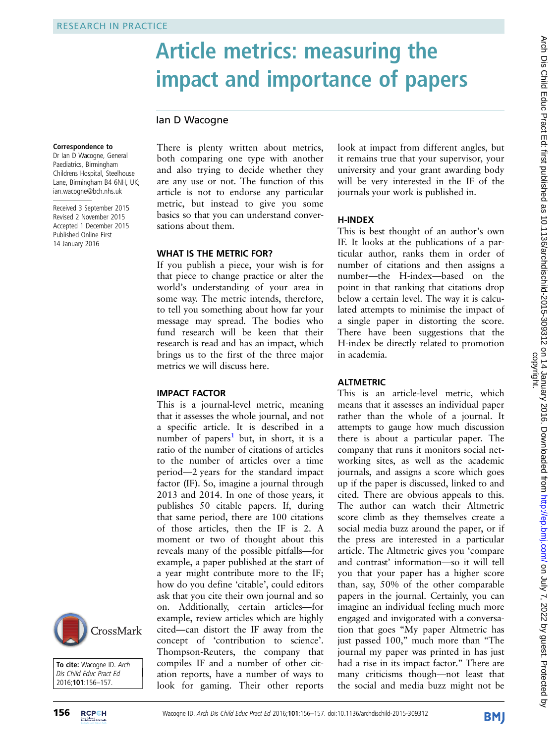RESEARCH IN PRACTICE

# Article metrics: measuring the impact and importance of papers

Ian D Wacogne

**Correspondence to**
Dr Ian D Wacogne, General Paediatrics, Birmingham Childrens Hospital, Steelhouse Lane, Birmingham B4 6NH, UK; ian.wacogne@bch.nhs.uk

Received 3 September 2015
Revised 2 November 2015
Accepted 1 December 2015
Published Online First 14 January 2016

**To cite:** Wacogne ID. *Arch Dis Child Educ Pract Ed* 2016;**101**:156–157.

There is plenty written about metrics, both comparing one type with another and also trying to decide whether they are any use or not. The function of this article is not to endorse any particular metric, but instead to give you some basics so that you can understand conversations about them.

## WHAT IS THE METRIC FOR?

If you publish a piece, your wish is for that piece to change practice or alter the world's understanding of your area in some way. The metric intends, therefore, to tell you something about how far your message may spread. The bodies who fund research will be keen that their research is read and has an impact, which brings us to the first of the three major metrics we will discuss here.

## IMPACT FACTOR

This is a journal-level metric, meaning that it assesses the whole journal, and not a specific article. It is described in a number of papers[1] but, in short, it is a ratio of the number of citations of articles to the number of articles over a time period—2 years for the standard impact factor (IF). So, imagine a journal through 2013 and 2014. In one of those years, it publishes 50 citable papers. If, during that same period, there are 100 citations of those articles, then the IF is 2. A moment or two of thought about this reveals many of the possible pitfalls—for example, a paper published at the start of a year might contribute more to the IF; how do you define 'citable', could editors ask that you cite their own journal and so on. Additionally, certain articles—for example, review articles which are highly cited—can distort the IF away from the concept of 'contribution to science'. Thompson-Reuters, the company that compiles IF and a number of other citation reports, have a number of ways to look for gaming. Their other reports look at impact from different angles, but it remains true that your supervisor, your university and your grant awarding body will be very interested in the IF of the journals your work is published in.

## H-INDEX

This is best thought of an author's own IF. It looks at the publications of a particular author, ranks them in order of number of citations and then assigns a number—the H-index—based on the point in that ranking that citations drop below a certain level. The way it is calculated attempts to minimise the impact of a single paper in distorting the score. There have been suggestions that the H-index be directly related to promotion in academia.

## ALTMETRIC

This is an article-level metric, which means that it assesses an individual paper rather than the whole of a journal. It attempts to gauge how much discussion there is about a particular paper. The company that runs it monitors social networking sites, as well as the academic journals, and assigns a score which goes up if the paper is discussed, linked to and cited. There are obvious appeals to this. The author can watch their Altmetric score climb as they themselves create a social media buzz around the paper, or if the press are interested in a particular article. The Altmetric gives you 'compare and contrast' information—so it will tell you that your paper has a higher score than, say, 50% of the other comparable papers in the journal. Certainly, you can imagine an individual feeling much more engaged and invigorated with a conversation that goes "My paper Altmetric has just passed 100," much more than "The journal my paper was printed in has just had a rise in its impact factor." There are many criticisms though—not least that the social and media buzz might not be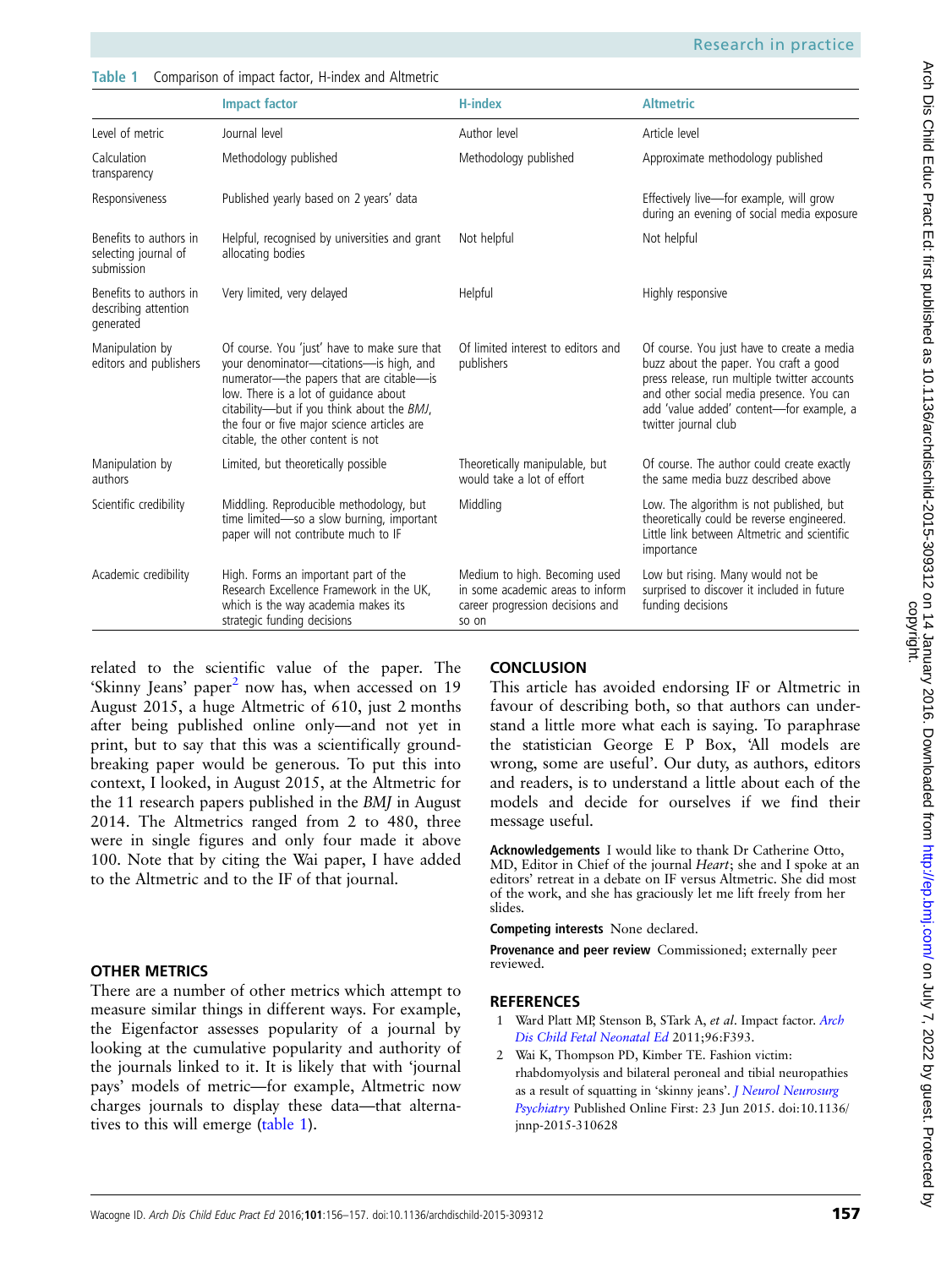Table 1 Comparison of impact factor, H-index and Altmetric

| | Impact factor | H-index | Altmetric |
|---|---|---|---|
| Level of metric | Journal level | Author level | Article level |
| Calculation transparency | Methodology published | Methodology published | Approximate methodology published |
| Responsiveness | Published yearly based on 2 years' data | | Effectively live—for example, will grow during an evening of social media exposure |
| Benefits to authors in selecting journal of submission | Helpful, recognised by universities and grant allocating bodies | Not helpful | Not helpful |
| Benefits to authors in describing attention generated | Very limited, very delayed | Helpful | Highly responsive |
| Manipulation by editors and publishers | Of course. You 'just' have to make sure that your denominator—citations—is high, and numerator—the papers that are citable—is low. There is a lot of guidance about citability—but if you think about the *BMJ*, the four or five major science articles are citable, the other content is not | Of limited interest to editors and publishers | Of course. You just have to create a media buzz about the paper. You craft a good press release, run multiple twitter accounts and other social media presence. You can add 'value added' content—for example, a twitter journal club |
| Manipulation by authors | Limited, but theoretically possible | Theoretically manipulable, but would take a lot of effort | Of course. The author could create exactly the same media buzz described above |
| Scientific credibility | Middling. Reproducible methodology, but time limited—so a slow burning, important paper will not contribute much to IF | Middling | Low. The algorithm is not published, but theoretically could be reverse engineered. Little link between Altmetric and scientific importance |
| Academic credibility | High. Forms an important part of the Research Excellence Framework in the UK, which is the way academia makes its strategic funding decisions | Medium to high. Becoming used in some academic areas to inform career progression decisions and so on | Low but rising. Many would not be surprised to discover it included in future funding decisions |

related to the scientific value of the paper. The 'Skinny Jeans' paper[2] now has, when accessed on 19 August 2015, a huge Altmetric of 610, just 2 months after being published online only—and not yet in print, but to say that this was a scientifically groundbreaking paper would be generous. To put this into context, I looked, in August 2015, at the Altmetric for the 11 research papers published in the *BMJ* in August 2014. The Altmetrics ranged from 2 to 480, three were in single figures and only four made it above 100. Note that by citing the Wai paper, I have added to the Altmetric and to the IF of that journal.

## OTHER METRICS

There are a number of other metrics which attempt to measure similar things in different ways. For example, the Eigenfactor assesses popularity of a journal by looking at the cumulative popularity and authority of the journals linked to it. It is likely that with 'journal pays' models of metric—for example, Altmetric now charges journals to display these data—that alternatives to this will emerge (table 1).

## CONCLUSION

This article has avoided endorsing IF or Altmetric in favour of describing both, so that authors can understand a little more what each is saying. To paraphrase the statistician George E P Box, 'All models are wrong, some are useful'. Our duty, as authors, editors and readers, is to understand a little about each of the models and decide for ourselves if we find their message useful.

**Acknowledgements** I would like to thank Dr Catherine Otto, MD, Editor in Chief of the journal *Heart*; she and I spoke at an editors' retreat in a debate on IF versus Altmetric. She did most of the work, and she has graciously let me lift freely from her slides.

**Competing interests** None declared.

**Provenance and peer review** Commissioned; externally peer reviewed.

## REFERENCES

1. Ward Platt MP, Stenson B, STark A, *et al*. Impact factor. *Arch Dis Child Fetal Neonatal Ed* 2011;96:F393.
2. Wai K, Thompson PD, Kimber TE. Fashion victim: rhabdomyolysis and bilateral peroneal and tibial neuropathies as a result of squatting in 'skinny jeans'. *J Neurol Neurosurg Psychiatry* Published Online First: 23 Jun 2015. doi:10.1136/jnnp-2015-310628